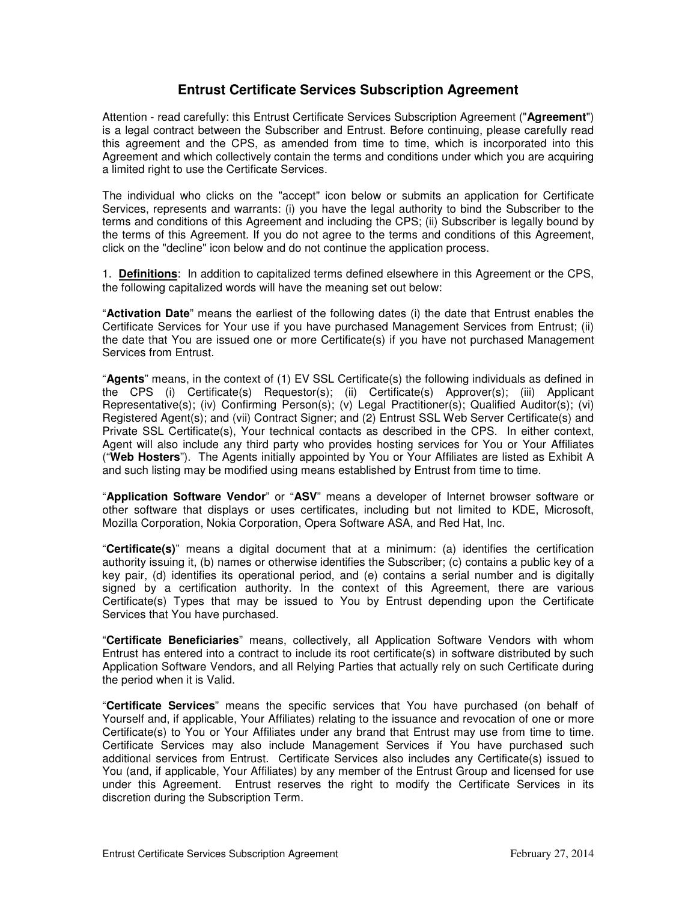# Entrust Certificate Services Subscription Agreement

Attention - read carefully: this Entrust Certificate Services Subscription Agreement ("**Agreement**") is a legal contract between the Subscriber and Entrust. Before continuing, please carefully read this agreement and the CPS, as amended from time to time, which is incorporated into this Agreement and which collectively contain the terms and conditions under which you are acquiring a limited right to use the Certificate Services.

The individual who clicks on the "accept" icon below or submits an application for Certificate Services, represents and warrants: (i) you have the legal authority to bind the Subscriber to the terms and conditions of this Agreement and including the CPS; (ii) Subscriber is legally bound by the terms of this Agreement. If you do not agree to the terms and conditions of this Agreement, click on the "decline" icon below and do not continue the application process.

1. **Definitions**: In addition to capitalized terms defined elsewhere in this Agreement or the CPS, the following capitalized words will have the meaning set out below:

"**Activation Date**" means the earliest of the following dates (i) the date that Entrust enables the Certificate Services for Your use if you have purchased Management Services from Entrust; (ii) the date that You are issued one or more Certificate(s) if you have not purchased Management Services from Entrust.

"**Agents**" means, in the context of (1) EV SSL Certificate(s) the following individuals as defined in the CPS (i) Certificate(s) Requestor(s); (ii) Certificate(s) Approver(s); (iii) Applicant Representative(s); (iv) Confirming Person(s); (v) Legal Practitioner(s); Qualified Auditor(s); (vi) Registered Agent(s); and (vii) Contract Signer; and (2) Entrust SSL Web Server Certificate(s) and Private SSL Certificate(s), Your technical contacts as described in the CPS. In either context, Agent will also include any third party who provides hosting services for You or Your Affiliates ("**Web Hosters**"). The Agents initially appointed by You or Your Affiliates are listed as Exhibit A and such listing may be modified using means established by Entrust from time to time.

"**Application Software Vendor**" or "**ASV**" means a developer of Internet browser software or other software that displays or uses certificates, including but not limited to KDE, Microsoft, Mozilla Corporation, Nokia Corporation, Opera Software ASA, and Red Hat, Inc.

"**Certificate(s)**" means a digital document that at a minimum: (a) identifies the certification authority issuing it, (b) names or otherwise identifies the Subscriber; (c) contains a public key of a key pair, (d) identifies its operational period, and (e) contains a serial number and is digitally signed by a certification authority. In the context of this Agreement, there are various Certificate(s) Types that may be issued to You by Entrust depending upon the Certificate Services that You have purchased.

"**Certificate Beneficiaries**" means, collectively, all Application Software Vendors with whom Entrust has entered into a contract to include its root certificate(s) in software distributed by such Application Software Vendors, and all Relying Parties that actually rely on such Certificate during the period when it is Valid.

"**Certificate Services**" means the specific services that You have purchased (on behalf of Yourself and, if applicable, Your Affiliates) relating to the issuance and revocation of one or more Certificate(s) to You or Your Affiliates under any brand that Entrust may use from time to time. Certificate Services may also include Management Services if You have purchased such additional services from Entrust. Certificate Services also includes any Certificate(s) issued to You (and, if applicable, Your Affiliates) by any member of the Entrust Group and licensed for use under this Agreement. Entrust reserves the right to modify the Certificate Services in its discretion during the Subscription Term.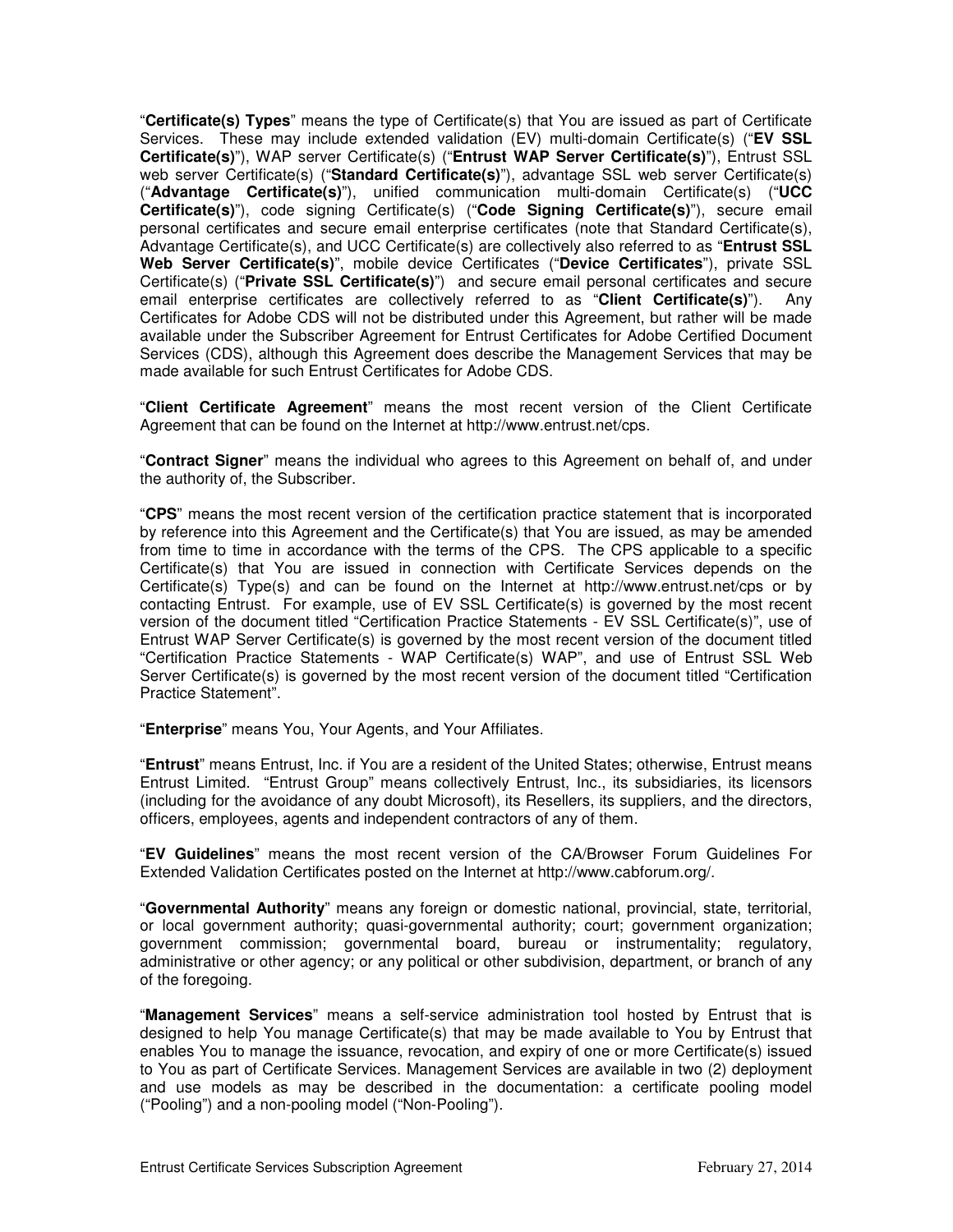"**Certificate(s) Types**" means the type of Certificate(s) that You are issued as part of Certificate Services. These may include extended validation (EV) multi-domain Certificate(s) ("**EV SSL Certificate(s)**"), WAP server Certificate(s) ("**Entrust WAP Server Certificate(s)**"), Entrust SSL web server Certificate(s) ("**Standard Certificate(s)**"), advantage SSL web server Certificate(s) ("**Advantage Certificate(s)**"), unified communication multi-domain Certificate(s) ("**UCC Certificate(s)**"), code signing Certificate(s) ("**Code Signing Certificate(s)**"), secure email personal certificates and secure email enterprise certificates (note that Standard Certificate(s), Advantage Certificate(s), and UCC Certificate(s) are collectively also referred to as "**Entrust SSL Web Server Certificate(s)**", mobile device Certificates ("**Device Certificates**"), private SSL Certificate(s) ("**Private SSL Certificate(s)**") and secure email personal certificates and secure email enterprise certificates are collectively referred to as "**Client Certificate(s)**"). Any Certificates for Adobe CDS will not be distributed under this Agreement, but rather will be made available under the Subscriber Agreement for Entrust Certificates for Adobe Certified Document Services (CDS), although this Agreement does describe the Management Services that may be made available for such Entrust Certificates for Adobe CDS.

"**Client Certificate Agreement**" means the most recent version of the Client Certificate Agreement that can be found on the Internet at http://www.entrust.net/cps.

"**Contract Signer**" means the individual who agrees to this Agreement on behalf of, and under the authority of, the Subscriber.

"**CPS**" means the most recent version of the certification practice statement that is incorporated by reference into this Agreement and the Certificate(s) that You are issued, as may be amended from time to time in accordance with the terms of the CPS. The CPS applicable to a specific Certificate(s) that You are issued in connection with Certificate Services depends on the Certificate(s) Type(s) and can be found on the Internet at http://www.entrust.net/cps or by contacting Entrust. For example, use of EV SSL Certificate(s) is governed by the most recent version of the document titled "Certification Practice Statements - EV SSL Certificate(s)", use of Entrust WAP Server Certificate(s) is governed by the most recent version of the document titled "Certification Practice Statements - WAP Certificate(s) WAP", and use of Entrust SSL Web Server Certificate(s) is governed by the most recent version of the document titled "Certification Practice Statement".

"**Enterprise**" means You, Your Agents, and Your Affiliates.

"**Entrust**" means Entrust, Inc. if You are a resident of the United States; otherwise, Entrust means Entrust Limited. "Entrust Group" means collectively Entrust, Inc., its subsidiaries, its licensors (including for the avoidance of any doubt Microsoft), its Resellers, its suppliers, and the directors, officers, employees, agents and independent contractors of any of them.

"**EV Guidelines**" means the most recent version of the CA/Browser Forum Guidelines For Extended Validation Certificates posted on the Internet at http://www.cabforum.org/.

"**Governmental Authority**" means any foreign or domestic national, provincial, state, territorial, or local government authority; quasi-governmental authority; court; government organization; government commission; governmental board, bureau or instrumentality; regulatory, administrative or other agency; or any political or other subdivision, department, or branch of any of the foregoing.

"**Management Services**" means a self-service administration tool hosted by Entrust that is designed to help You manage Certificate(s) that may be made available to You by Entrust that enables You to manage the issuance, revocation, and expiry of one or more Certificate(s) issued to You as part of Certificate Services. Management Services are available in two (2) deployment and use models as may be described in the documentation: a certificate pooling model ("Pooling") and a non-pooling model ("Non-Pooling").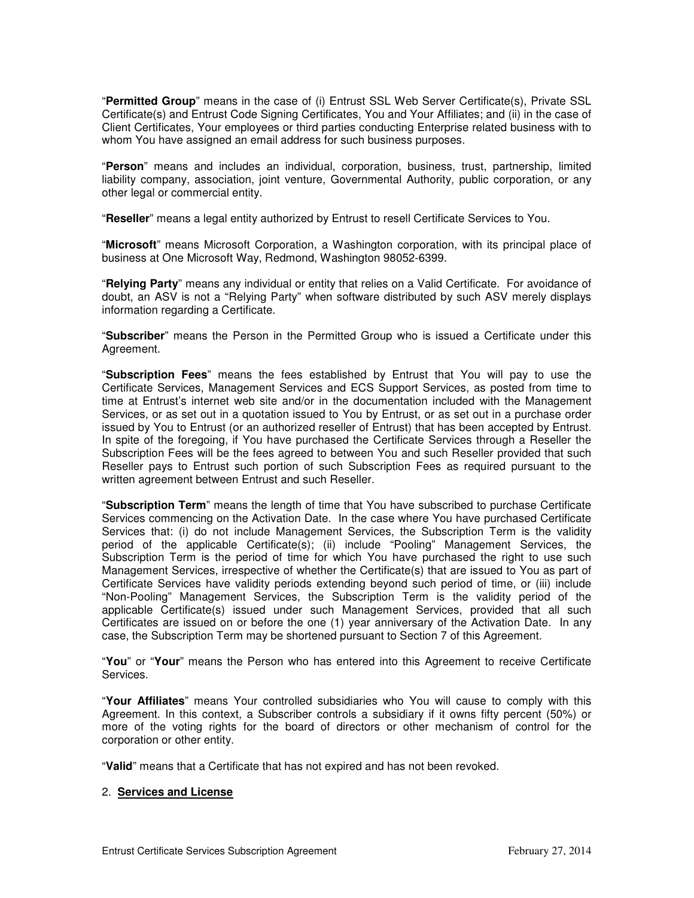"**Permitted Group**" means in the case of (i) Entrust SSL Web Server Certificate(s), Private SSL Certificate(s) and Entrust Code Signing Certificates, You and Your Affiliates; and (ii) in the case of Client Certificates, Your employees or third parties conducting Enterprise related business with to whom You have assigned an email address for such business purposes.

"**Person**" means and includes an individual, corporation, business, trust, partnership, limited liability company, association, joint venture, Governmental Authority, public corporation, or any other legal or commercial entity.

"**Reseller**" means a legal entity authorized by Entrust to resell Certificate Services to You.

"**Microsoft**" means Microsoft Corporation, a Washington corporation, with its principal place of business at One Microsoft Way, Redmond, Washington 98052-6399.

"**Relying Party**" means any individual or entity that relies on a Valid Certificate. For avoidance of doubt, an ASV is not a "Relying Party" when software distributed by such ASV merely displays information regarding a Certificate.

"**Subscriber**" means the Person in the Permitted Group who is issued a Certificate under this Agreement.

"**Subscription Fees**" means the fees established by Entrust that You will pay to use the Certificate Services, Management Services and ECS Support Services, as posted from time to time at Entrust's internet web site and/or in the documentation included with the Management Services, or as set out in a quotation issued to You by Entrust, or as set out in a purchase order issued by You to Entrust (or an authorized reseller of Entrust) that has been accepted by Entrust. In spite of the foregoing, if You have purchased the Certificate Services through a Reseller the Subscription Fees will be the fees agreed to between You and such Reseller provided that such Reseller pays to Entrust such portion of such Subscription Fees as required pursuant to the written agreement between Entrust and such Reseller.

"**Subscription Term**" means the length of time that You have subscribed to purchase Certificate Services commencing on the Activation Date. In the case where You have purchased Certificate Services that: (i) do not include Management Services, the Subscription Term is the validity period of the applicable Certificate(s); (ii) include "Pooling" Management Services, the Subscription Term is the period of time for which You have purchased the right to use such Management Services, irrespective of whether the Certificate(s) that are issued to You as part of Certificate Services have validity periods extending beyond such period of time, or (iii) include "Non-Pooling" Management Services, the Subscription Term is the validity period of the applicable Certificate(s) issued under such Management Services, provided that all such Certificates are issued on or before the one (1) year anniversary of the Activation Date. In any case, the Subscription Term may be shortened pursuant to Section 7 of this Agreement.

"**You**" or "**Your**" means the Person who has entered into this Agreement to receive Certificate Services.

"**Your Affiliates**" means Your controlled subsidiaries who You will cause to comply with this Agreement. In this context, a Subscriber controls a subsidiary if it owns fifty percent (50%) or more of the voting rights for the board of directors or other mechanism of control for the corporation or other entity.

"**Valid**" means that a Certificate that has not expired and has not been revoked.

## 2. Services and License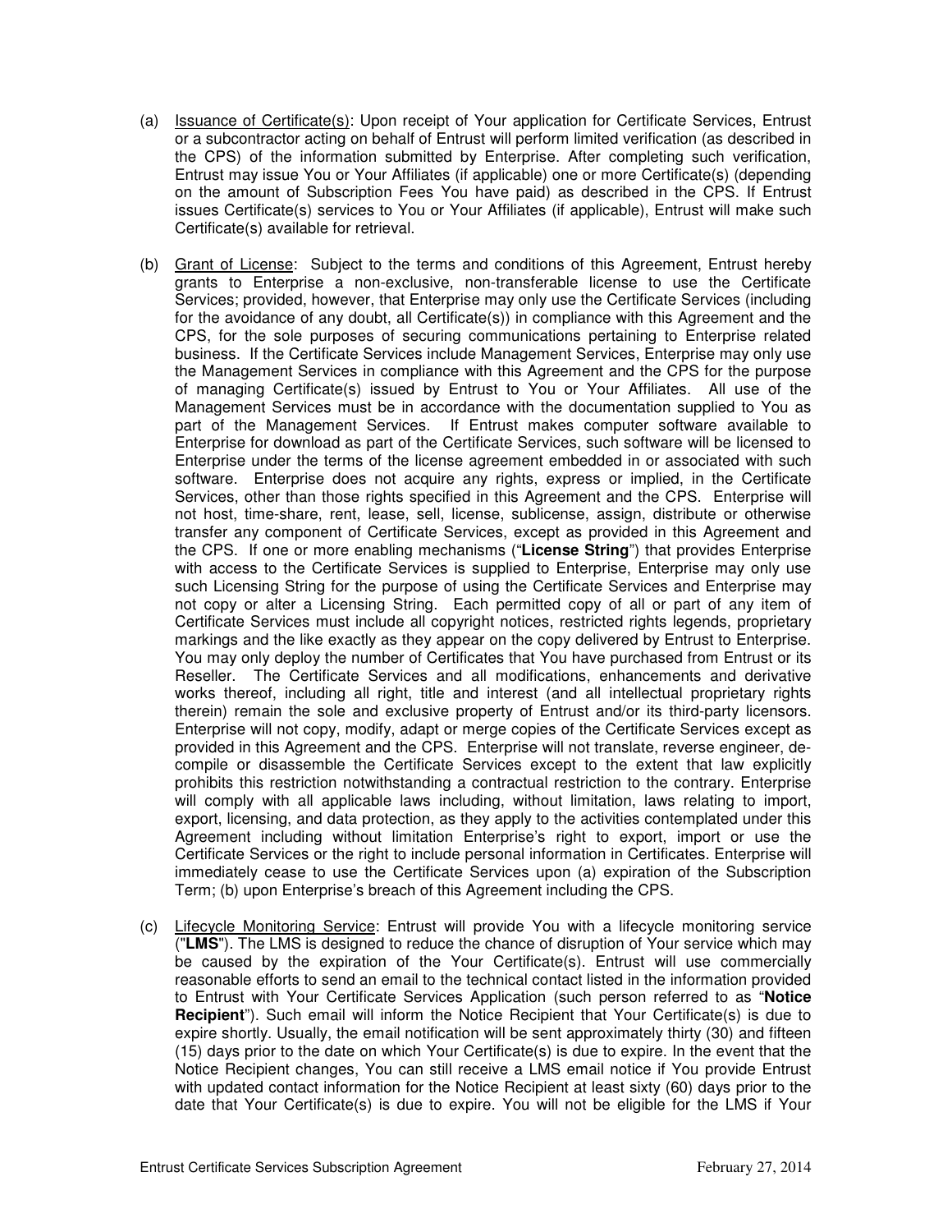(a) Issuance of Certificate(s): Upon receipt of Your application for Certificate Services, Entrust or a subcontractor acting on behalf of Entrust will perform limited verification (as described in the CPS) of the information submitted by Enterprise. After completing such verification, Entrust may issue You or Your Affiliates (if applicable) one or more Certificate(s) (depending on the amount of Subscription Fees You have paid) as described in the CPS. If Entrust issues Certificate(s) services to You or Your Affiliates (if applicable), Entrust will make such Certificate(s) available for retrieval.

(b) Grant of License: Subject to the terms and conditions of this Agreement, Entrust hereby grants to Enterprise a non-exclusive, non-transferable license to use the Certificate Services; provided, however, that Enterprise may only use the Certificate Services (including for the avoidance of any doubt, all Certificate(s)) in compliance with this Agreement and the CPS, for the sole purposes of securing communications pertaining to Enterprise related business. If the Certificate Services include Management Services, Enterprise may only use the Management Services in compliance with this Agreement and the CPS for the purpose of managing Certificate(s) issued by Entrust to You or Your Affiliates. All use of the Management Services must be in accordance with the documentation supplied to You as part of the Management Services. If Entrust makes computer software available to Enterprise for download as part of the Certificate Services, such software will be licensed to Enterprise under the terms of the license agreement embedded in or associated with such software. Enterprise does not acquire any rights, express or implied, in the Certificate Services, other than those rights specified in this Agreement and the CPS. Enterprise will not host, time-share, rent, lease, sell, license, sublicense, assign, distribute or otherwise transfer any component of Certificate Services, except as provided in this Agreement and the CPS. If one or more enabling mechanisms ("**License String**") that provides Enterprise with access to the Certificate Services is supplied to Enterprise, Enterprise may only use such Licensing String for the purpose of using the Certificate Services and Enterprise may not copy or alter a Licensing String. Each permitted copy of all or part of any item of Certificate Services must include all copyright notices, restricted rights legends, proprietary markings and the like exactly as they appear on the copy delivered by Entrust to Enterprise. You may only deploy the number of Certificates that You have purchased from Entrust or its Reseller. The Certificate Services and all modifications, enhancements and derivative works thereof, including all right, title and interest (and all intellectual proprietary rights therein) remain the sole and exclusive property of Entrust and/or its third-party licensors. Enterprise will not copy, modify, adapt or merge copies of the Certificate Services except as provided in this Agreement and the CPS. Enterprise will not translate, reverse engineer, de-compile or disassemble the Certificate Services except to the extent that law explicitly prohibits this restriction notwithstanding a contractual restriction to the contrary. Enterprise will comply with all applicable laws including, without limitation, laws relating to import, export, licensing, and data protection, as they apply to the activities contemplated under this Agreement including without limitation Enterprise's right to export, import or use the Certificate Services or the right to include personal information in Certificates. Enterprise will immediately cease to use the Certificate Services upon (a) expiration of the Subscription Term; (b) upon Enterprise's breach of this Agreement including the CPS.

(c) Lifecycle Monitoring Service: Entrust will provide You with a lifecycle monitoring service ("**LMS**"). The LMS is designed to reduce the chance of disruption of Your service which may be caused by the expiration of the Your Certificate(s). Entrust will use commercially reasonable efforts to send an email to the technical contact listed in the information provided to Entrust with Your Certificate Services Application (such person referred to as "**Notice Recipient**"). Such email will inform the Notice Recipient that Your Certificate(s) is due to expire shortly. Usually, the email notification will be sent approximately thirty (30) and fifteen (15) days prior to the date on which Your Certificate(s) is due to expire. In the event that the Notice Recipient changes, You can still receive a LMS email notice if You provide Entrust with updated contact information for the Notice Recipient at least sixty (60) days prior to the date that Your Certificate(s) is due to expire. You will not be eligible for the LMS if Your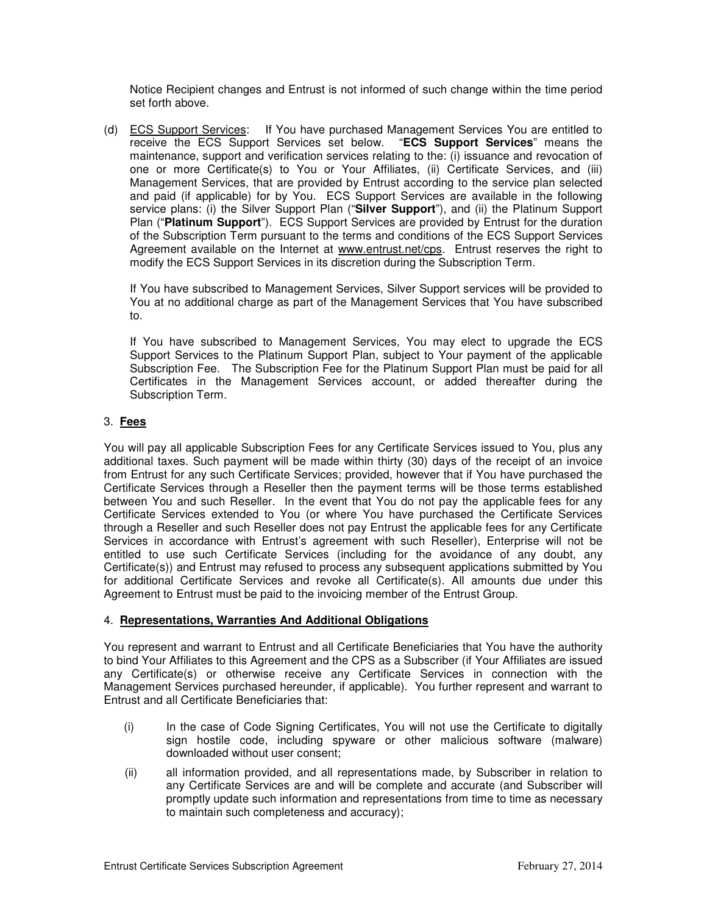Notice Recipient changes and Entrust is not informed of such change within the time period set forth above.

(d) ECS Support Services: If You have purchased Management Services You are entitled to receive the ECS Support Services set below. "**ECS Support Services**" means the maintenance, support and verification services relating to the: (i) issuance and revocation of one or more Certificate(s) to You or Your Affiliates, (ii) Certificate Services, and (iii) Management Services, that are provided by Entrust according to the service plan selected and paid (if applicable) for by You. ECS Support Services are available in the following service plans: (i) the Silver Support Plan ("**Silver Support**"), and (ii) the Platinum Support Plan ("**Platinum Support**"). ECS Support Services are provided by Entrust for the duration of the Subscription Term pursuant to the terms and conditions of the ECS Support Services Agreement available on the Internet at www.entrust.net/cps. Entrust reserves the right to modify the ECS Support Services in its discretion during the Subscription Term.

If You have subscribed to Management Services, Silver Support services will be provided to You at no additional charge as part of the Management Services that You have subscribed to.

If You have subscribed to Management Services, You may elect to upgrade the ECS Support Services to the Platinum Support Plan, subject to Your payment of the applicable Subscription Fee. The Subscription Fee for the Platinum Support Plan must be paid for all Certificates in the Management Services account, or added thereafter during the Subscription Term.

## 3. Fees

You will pay all applicable Subscription Fees for any Certificate Services issued to You, plus any additional taxes. Such payment will be made within thirty (30) days of the receipt of an invoice from Entrust for any such Certificate Services; provided, however that if You have purchased the Certificate Services through a Reseller then the payment terms will be those terms established between You and such Reseller. In the event that You do not pay the applicable fees for any Certificate Services extended to You (or where You have purchased the Certificate Services through a Reseller and such Reseller does not pay Entrust the applicable fees for any Certificate Services in accordance with Entrust's agreement with such Reseller), Enterprise will not be entitled to use such Certificate Services (including for the avoidance of any doubt, any Certificate(s)) and Entrust may refused to process any subsequent applications submitted by You for additional Certificate Services and revoke all Certificate(s). All amounts due under this Agreement to Entrust must be paid to the invoicing member of the Entrust Group.

## 4. Representations, Warranties And Additional Obligations

You represent and warrant to Entrust and all Certificate Beneficiaries that You have the authority to bind Your Affiliates to this Agreement and the CPS as a Subscriber (if Your Affiliates are issued any Certificate(s) or otherwise receive any Certificate Services in connection with the Management Services purchased hereunder, if applicable). You further represent and warrant to Entrust and all Certificate Beneficiaries that:

(i) In the case of Code Signing Certificates, You will not use the Certificate to digitally sign hostile code, including spyware or other malicious software (malware) downloaded without user consent;

(ii) all information provided, and all representations made, by Subscriber in relation to any Certificate Services are and will be complete and accurate (and Subscriber will promptly update such information and representations from time to time as necessary to maintain such completeness and accuracy);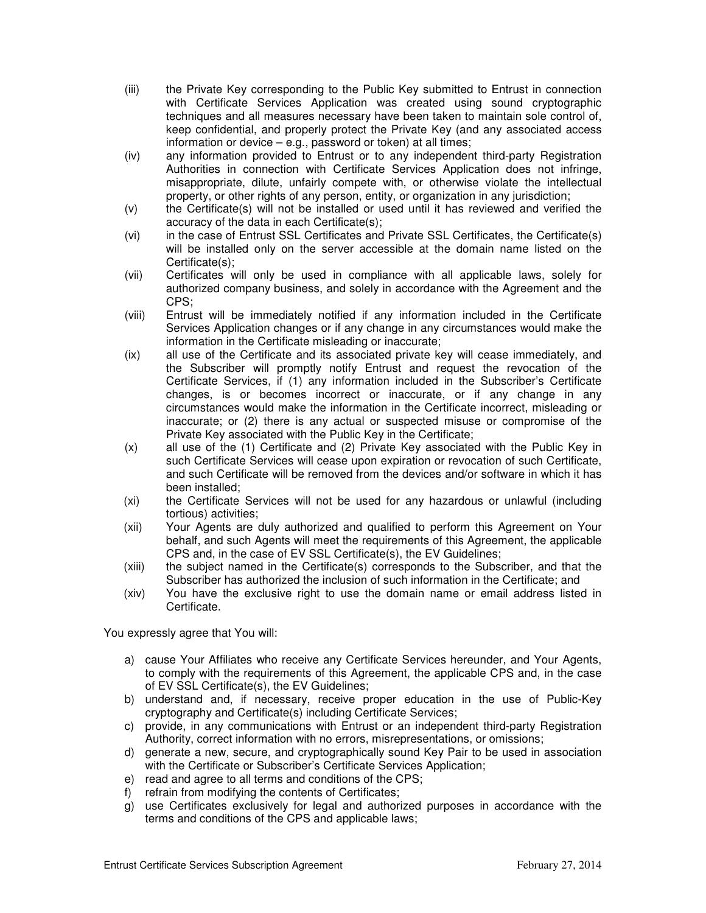(iii) the Private Key corresponding to the Public Key submitted to Entrust in connection with Certificate Services Application was created using sound cryptographic techniques and all measures necessary have been taken to maintain sole control of, keep confidential, and properly protect the Private Key (and any associated access information or device – e.g., password or token) at all times;

(iv) any information provided to Entrust or to any independent third-party Registration Authorities in connection with Certificate Services Application does not infringe, misappropriate, dilute, unfairly compete with, or otherwise violate the intellectual property, or other rights of any person, entity, or organization in any jurisdiction;

(v) the Certificate(s) will not be installed or used until it has reviewed and verified the accuracy of the data in each Certificate(s);

(vi) in the case of Entrust SSL Certificates and Private SSL Certificates, the Certificate(s) will be installed only on the server accessible at the domain name listed on the Certificate(s);

(vii) Certificates will only be used in compliance with all applicable laws, solely for authorized company business, and solely in accordance with the Agreement and the CPS;

(viii) Entrust will be immediately notified if any information included in the Certificate Services Application changes or if any change in any circumstances would make the information in the Certificate misleading or inaccurate;

(ix) all use of the Certificate and its associated private key will cease immediately, and the Subscriber will promptly notify Entrust and request the revocation of the Certificate Services, if (1) any information included in the Subscriber's Certificate changes, is or becomes incorrect or inaccurate, or if any change in any circumstances would make the information in the Certificate incorrect, misleading or inaccurate; or (2) there is any actual or suspected misuse or compromise of the Private Key associated with the Public Key in the Certificate;

(x) all use of the (1) Certificate and (2) Private Key associated with the Public Key in such Certificate Services will cease upon expiration or revocation of such Certificate, and such Certificate will be removed from the devices and/or software in which it has been installed;

(xi) the Certificate Services will not be used for any hazardous or unlawful (including tortious) activities;

(xii) Your Agents are duly authorized and qualified to perform this Agreement on Your behalf, and such Agents will meet the requirements of this Agreement, the applicable CPS and, in the case of EV SSL Certificate(s), the EV Guidelines;

(xiii) the subject named in the Certificate(s) corresponds to the Subscriber, and that the Subscriber has authorized the inclusion of such information in the Certificate; and

(xiv) You have the exclusive right to use the domain name or email address listed in Certificate.

You expressly agree that You will:

a) cause Your Affiliates who receive any Certificate Services hereunder, and Your Agents, to comply with the requirements of this Agreement, the applicable CPS and, in the case of EV SSL Certificate(s), the EV Guidelines;
b) understand and, if necessary, receive proper education in the use of Public-Key cryptography and Certificate(s) including Certificate Services;
c) provide, in any communications with Entrust or an independent third-party Registration Authority, correct information with no errors, misrepresentations, or omissions;
d) generate a new, secure, and cryptographically sound Key Pair to be used in association with the Certificate or Subscriber's Certificate Services Application;
e) read and agree to all terms and conditions of the CPS;
f) refrain from modifying the contents of Certificates;
g) use Certificates exclusively for legal and authorized purposes in accordance with the terms and conditions of the CPS and applicable laws;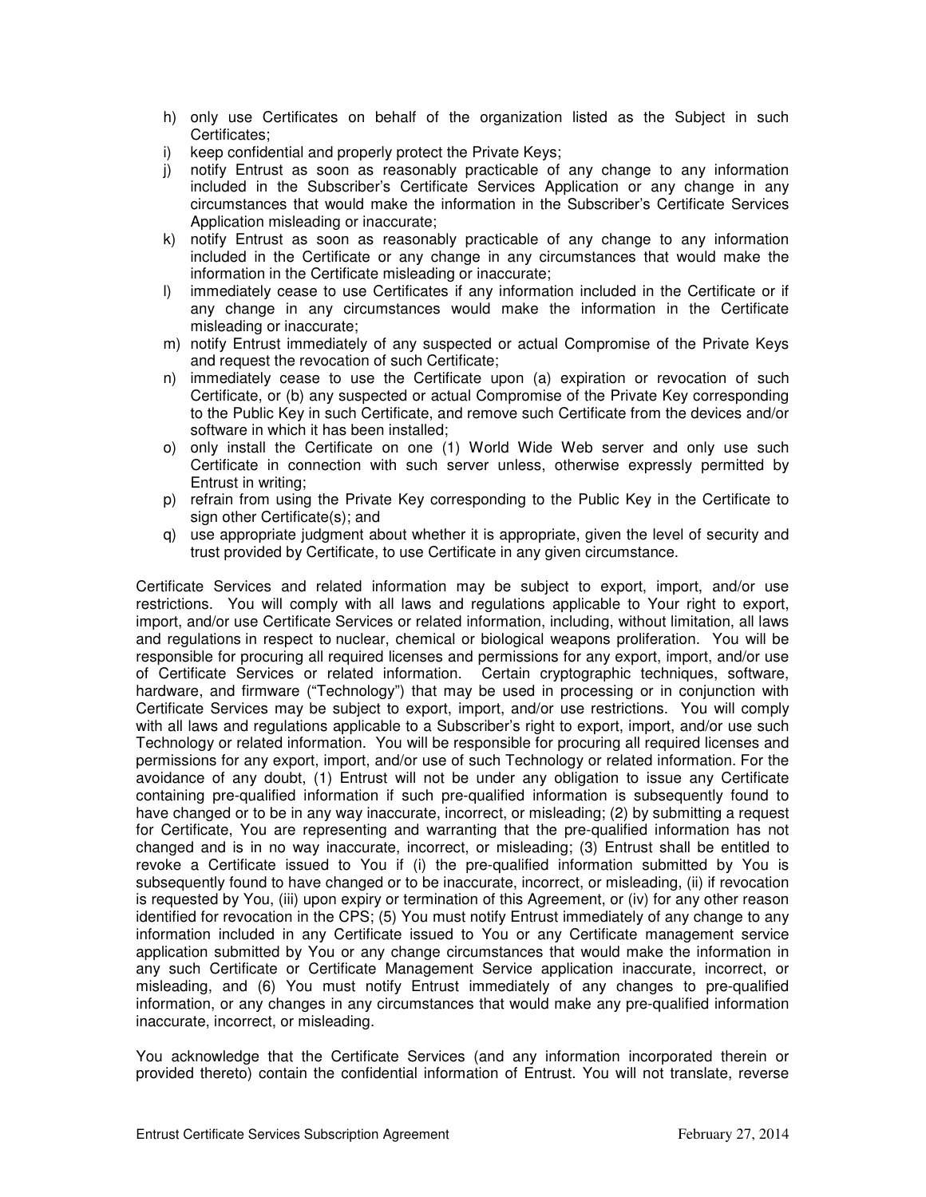h) only use Certificates on behalf of the organization listed as the Subject in such Certificates;
i) keep confidential and properly protect the Private Keys;
j) notify Entrust as soon as reasonably practicable of any change to any information included in the Subscriber's Certificate Services Application or any change in any circumstances that would make the information in the Subscriber's Certificate Services Application misleading or inaccurate;
k) notify Entrust as soon as reasonably practicable of any change to any information included in the Certificate or any change in any circumstances that would make the information in the Certificate misleading or inaccurate;
l) immediately cease to use Certificates if any information included in the Certificate or if any change in any circumstances would make the information in the Certificate misleading or inaccurate;
m) notify Entrust immediately of any suspected or actual Compromise of the Private Keys and request the revocation of such Certificate;
n) immediately cease to use the Certificate upon (a) expiration or revocation of such Certificate, or (b) any suspected or actual Compromise of the Private Key corresponding to the Public Key in such Certificate, and remove such Certificate from the devices and/or software in which it has been installed;
o) only install the Certificate on one (1) World Wide Web server and only use such Certificate in connection with such server unless, otherwise expressly permitted by Entrust in writing;
p) refrain from using the Private Key corresponding to the Public Key in the Certificate to sign other Certificate(s); and
q) use appropriate judgment about whether it is appropriate, given the level of security and trust provided by Certificate, to use Certificate in any given circumstance.

Certificate Services and related information may be subject to export, import, and/or use restrictions. You will comply with all laws and regulations applicable to Your right to export, import, and/or use Certificate Services or related information, including, without limitation, all laws and regulations in respect to nuclear, chemical or biological weapons proliferation. You will be responsible for procuring all required licenses and permissions for any export, import, and/or use of Certificate Services or related information. Certain cryptographic techniques, software, hardware, and firmware ("Technology") that may be used in processing or in conjunction with Certificate Services may be subject to export, import, and/or use restrictions. You will comply with all laws and regulations applicable to a Subscriber's right to export, import, and/or use such Technology or related information. You will be responsible for procuring all required licenses and permissions for any export, import, and/or use of such Technology or related information. For the avoidance of any doubt, (1) Entrust will not be under any obligation to issue any Certificate containing pre-qualified information if such pre-qualified information is subsequently found to have changed or to be in any way inaccurate, incorrect, or misleading; (2) by submitting a request for Certificate, You are representing and warranting that the pre-qualified information has not changed and is in no way inaccurate, incorrect, or misleading; (3) Entrust shall be entitled to revoke a Certificate issued to You if (i) the pre-qualified information submitted by You is subsequently found to have changed or to be inaccurate, incorrect, or misleading, (ii) if revocation is requested by You, (iii) upon expiry or termination of this Agreement, or (iv) for any other reason identified for revocation in the CPS; (5) You must notify Entrust immediately of any change to any information included in any Certificate issued to You or any Certificate management service application submitted by You or any change circumstances that would make the information in any such Certificate or Certificate Management Service application inaccurate, incorrect, or misleading, and (6) You must notify Entrust immediately of any changes to pre-qualified information, or any changes in any circumstances that would make any pre-qualified information inaccurate, incorrect, or misleading.

You acknowledge that the Certificate Services (and any information incorporated therein or provided thereto) contain the confidential information of Entrust. You will not translate, reverse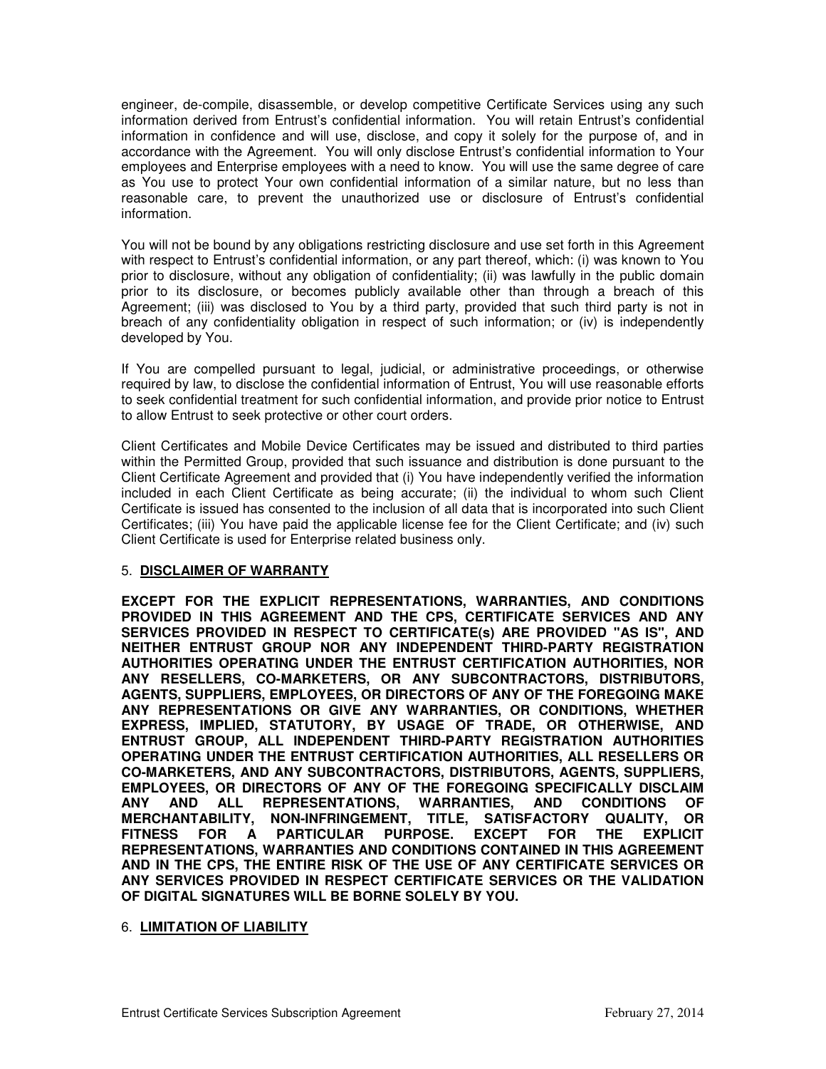engineer, de-compile, disassemble, or develop competitive Certificate Services using any such information derived from Entrust's confidential information. You will retain Entrust's confidential information in confidence and will use, disclose, and copy it solely for the purpose of, and in accordance with the Agreement. You will only disclose Entrust's confidential information to Your employees and Enterprise employees with a need to know. You will use the same degree of care as You use to protect Your own confidential information of a similar nature, but no less than reasonable care, to prevent the unauthorized use or disclosure of Entrust's confidential information.

You will not be bound by any obligations restricting disclosure and use set forth in this Agreement with respect to Entrust's confidential information, or any part thereof, which: (i) was known to You prior to disclosure, without any obligation of confidentiality; (ii) was lawfully in the public domain prior to its disclosure, or becomes publicly available other than through a breach of this Agreement; (iii) was disclosed to You by a third party, provided that such third party is not in breach of any confidentiality obligation in respect of such information; or (iv) is independently developed by You.

If You are compelled pursuant to legal, judicial, or administrative proceedings, or otherwise required by law, to disclose the confidential information of Entrust, You will use reasonable efforts to seek confidential treatment for such confidential information, and provide prior notice to Entrust to allow Entrust to seek protective or other court orders.

Client Certificates and Mobile Device Certificates may be issued and distributed to third parties within the Permitted Group, provided that such issuance and distribution is done pursuant to the Client Certificate Agreement and provided that (i) You have independently verified the information included in each Client Certificate as being accurate; (ii) the individual to whom such Client Certificate is issued has consented to the inclusion of all data that is incorporated into such Client Certificates; (iii) You have paid the applicable license fee for the Client Certificate; and (iv) such Client Certificate is used for Enterprise related business only.

## 5. **DISCLAIMER OF WARRANTY**

**EXCEPT FOR THE EXPLICIT REPRESENTATIONS, WARRANTIES, AND CONDITIONS PROVIDED IN THIS AGREEMENT AND THE CPS, CERTIFICATE SERVICES AND ANY SERVICES PROVIDED IN RESPECT TO CERTIFICATE(s) ARE PROVIDED "AS IS", AND NEITHER ENTRUST GROUP NOR ANY INDEPENDENT THIRD-PARTY REGISTRATION AUTHORITIES OPERATING UNDER THE ENTRUST CERTIFICATION AUTHORITIES, NOR ANY RESELLERS, CO-MARKETERS, OR ANY SUBCONTRACTORS, DISTRIBUTORS, AGENTS, SUPPLIERS, EMPLOYEES, OR DIRECTORS OF ANY OF THE FOREGOING MAKE ANY REPRESENTATIONS OR GIVE ANY WARRANTIES, OR CONDITIONS, WHETHER EXPRESS, IMPLIED, STATUTORY, BY USAGE OF TRADE, OR OTHERWISE, AND ENTRUST GROUP, ALL INDEPENDENT THIRD-PARTY REGISTRATION AUTHORITIES OPERATING UNDER THE ENTRUST CERTIFICATION AUTHORITIES, ALL RESELLERS OR CO-MARKETERS, AND ANY SUBCONTRACTORS, DISTRIBUTORS, AGENTS, SUPPLIERS, EMPLOYEES, OR DIRECTORS OF ANY OF THE FOREGOING SPECIFICALLY DISCLAIM ANY AND ALL REPRESENTATIONS, WARRANTIES, AND CONDITIONS OF MERCHANTABILITY, NON-INFRINGEMENT, TITLE, SATISFACTORY QUALITY, OR FITNESS FOR A PARTICULAR PURPOSE. EXCEPT FOR THE EXPLICIT REPRESENTATIONS, WARRANTIES AND CONDITIONS CONTAINED IN THIS AGREEMENT AND IN THE CPS, THE ENTIRE RISK OF THE USE OF ANY CERTIFICATE SERVICES OR ANY SERVICES PROVIDED IN RESPECT CERTIFICATE SERVICES OR THE VALIDATION OF DIGITAL SIGNATURES WILL BE BORNE SOLELY BY YOU.**

## 6. **LIMITATION OF LIABILITY**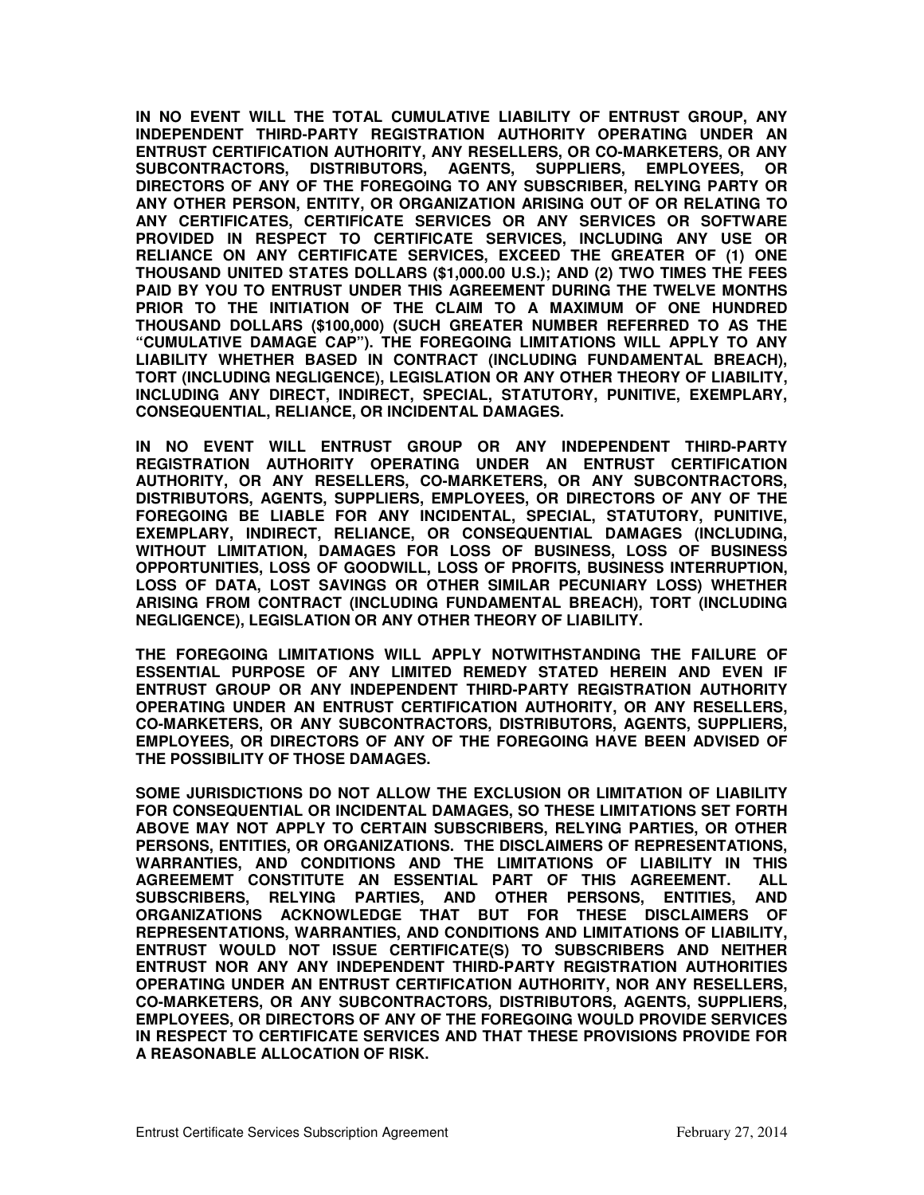**IN NO EVENT WILL THE TOTAL CUMULATIVE LIABILITY OF ENTRUST GROUP, ANY INDEPENDENT THIRD-PARTY REGISTRATION AUTHORITY OPERATING UNDER AN ENTRUST CERTIFICATION AUTHORITY, ANY RESELLERS, OR CO-MARKETERS, OR ANY SUBCONTRACTORS, DISTRIBUTORS, AGENTS, SUPPLIERS, EMPLOYEES, OR DIRECTORS OF ANY OF THE FOREGOING TO ANY SUBSCRIBER, RELYING PARTY OR ANY OTHER PERSON, ENTITY, OR ORGANIZATION ARISING OUT OF OR RELATING TO ANY CERTIFICATES, CERTIFICATE SERVICES OR ANY SERVICES OR SOFTWARE PROVIDED IN RESPECT TO CERTIFICATE SERVICES, INCLUDING ANY USE OR RELIANCE ON ANY CERTIFICATE SERVICES, EXCEED THE GREATER OF (1) ONE THOUSAND UNITED STATES DOLLARS ($1,000.00 U.S.); AND (2) TWO TIMES THE FEES PAID BY YOU TO ENTRUST UNDER THIS AGREEMENT DURING THE TWELVE MONTHS PRIOR TO THE INITIATION OF THE CLAIM TO A MAXIMUM OF ONE HUNDRED THOUSAND DOLLARS ($100,000) (SUCH GREATER NUMBER REFERRED TO AS THE "CUMULATIVE DAMAGE CAP"). THE FOREGOING LIMITATIONS WILL APPLY TO ANY LIABILITY WHETHER BASED IN CONTRACT (INCLUDING FUNDAMENTAL BREACH), TORT (INCLUDING NEGLIGENCE), LEGISLATION OR ANY OTHER THEORY OF LIABILITY, INCLUDING ANY DIRECT, INDIRECT, SPECIAL, STATUTORY, PUNITIVE, EXEMPLARY, CONSEQUENTIAL, RELIANCE, OR INCIDENTAL DAMAGES.**

**IN NO EVENT WILL ENTRUST GROUP OR ANY INDEPENDENT THIRD-PARTY REGISTRATION AUTHORITY OPERATING UNDER AN ENTRUST CERTIFICATION AUTHORITY, OR ANY RESELLERS, CO-MARKETERS, OR ANY SUBCONTRACTORS, DISTRIBUTORS, AGENTS, SUPPLIERS, EMPLOYEES, OR DIRECTORS OF ANY OF THE FOREGOING BE LIABLE FOR ANY INCIDENTAL, SPECIAL, STATUTORY, PUNITIVE, EXEMPLARY, INDIRECT, RELIANCE, OR CONSEQUENTIAL DAMAGES (INCLUDING, WITHOUT LIMITATION, DAMAGES FOR LOSS OF BUSINESS, LOSS OF BUSINESS OPPORTUNITIES, LOSS OF GOODWILL, LOSS OF PROFITS, BUSINESS INTERRUPTION, LOSS OF DATA, LOST SAVINGS OR OTHER SIMILAR PECUNIARY LOSS) WHETHER ARISING FROM CONTRACT (INCLUDING FUNDAMENTAL BREACH), TORT (INCLUDING NEGLIGENCE), LEGISLATION OR ANY OTHER THEORY OF LIABILITY.**

**THE FOREGOING LIMITATIONS WILL APPLY NOTWITHSTANDING THE FAILURE OF ESSENTIAL PURPOSE OF ANY LIMITED REMEDY STATED HEREIN AND EVEN IF ENTRUST GROUP OR ANY INDEPENDENT THIRD-PARTY REGISTRATION AUTHORITY OPERATING UNDER AN ENTRUST CERTIFICATION AUTHORITY, OR ANY RESELLERS, CO-MARKETERS, OR ANY SUBCONTRACTORS, DISTRIBUTORS, AGENTS, SUPPLIERS, EMPLOYEES, OR DIRECTORS OF ANY OF THE FOREGOING HAVE BEEN ADVISED OF THE POSSIBILITY OF THOSE DAMAGES.**

**SOME JURISDICTIONS DO NOT ALLOW THE EXCLUSION OR LIMITATION OF LIABILITY FOR CONSEQUENTIAL OR INCIDENTAL DAMAGES, SO THESE LIMITATIONS SET FORTH ABOVE MAY NOT APPLY TO CERTAIN SUBSCRIBERS, RELYING PARTIES, OR OTHER PERSONS, ENTITIES, OR ORGANIZATIONS. THE DISCLAIMERS OF REPRESENTATIONS, WARRANTIES, AND CONDITIONS AND THE LIMITATIONS OF LIABILITY IN THIS AGREEMEMT CONSTITUTE AN ESSENTIAL PART OF THIS AGREEMENT. ALL SUBSCRIBERS, RELYING PARTIES, AND OTHER PERSONS, ENTITIES, AND ORGANIZATIONS ACKNOWLEDGE THAT BUT FOR THESE DISCLAIMERS OF REPRESENTATIONS, WARRANTIES, AND CONDITIONS AND LIMITATIONS OF LIABILITY, ENTRUST WOULD NOT ISSUE CERTIFICATE(S) TO SUBSCRIBERS AND NEITHER ENTRUST NOR ANY ANY INDEPENDENT THIRD-PARTY REGISTRATION AUTHORITIES OPERATING UNDER AN ENTRUST CERTIFICATION AUTHORITY, NOR ANY RESELLERS, CO-MARKETERS, OR ANY SUBCONTRACTORS, DISTRIBUTORS, AGENTS, SUPPLIERS, EMPLOYEES, OR DIRECTORS OF ANY OF THE FOREGOING WOULD PROVIDE SERVICES IN RESPECT TO CERTIFICATE SERVICES AND THAT THESE PROVISIONS PROVIDE FOR A REASONABLE ALLOCATION OF RISK.**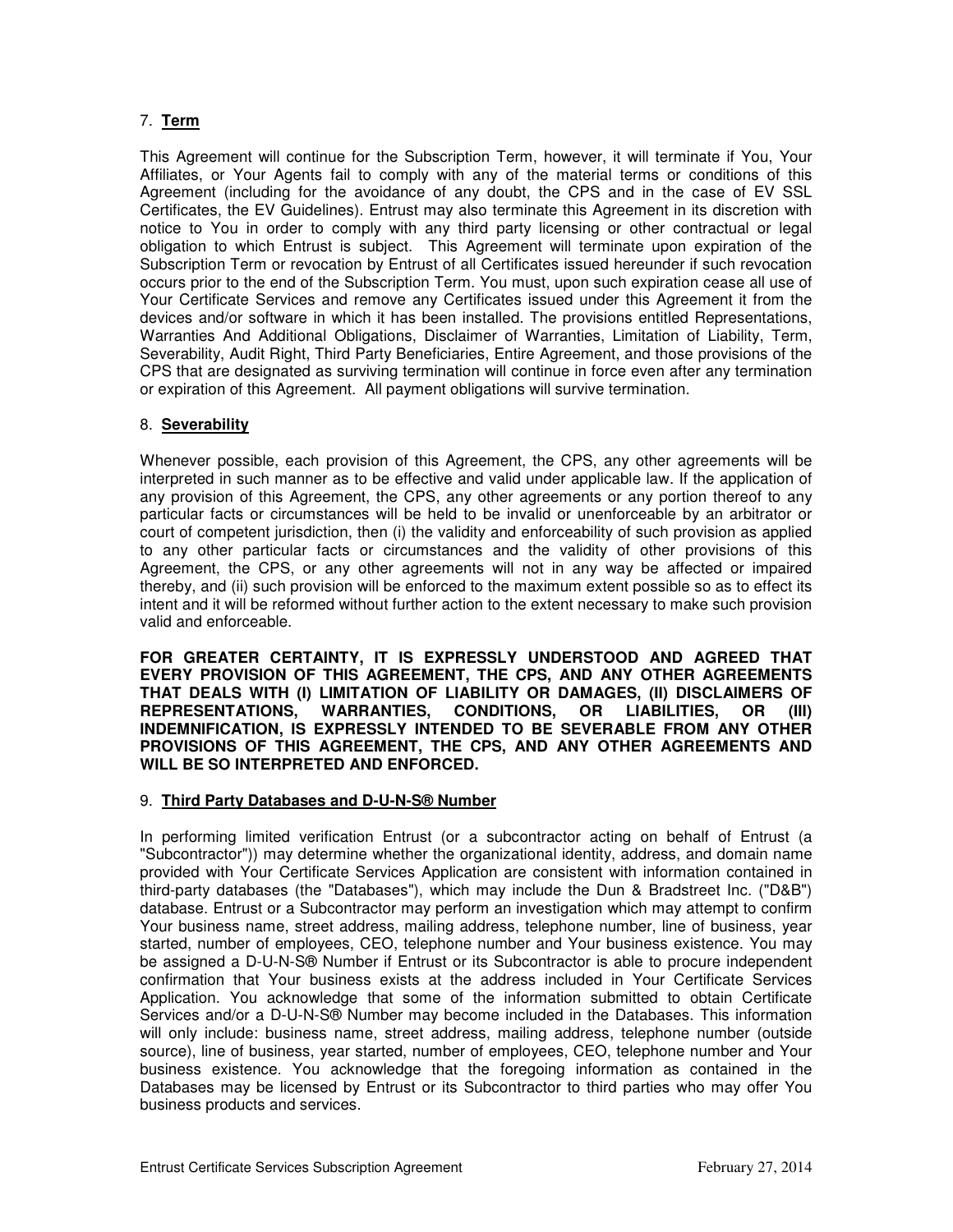7. **Term**

This Agreement will continue for the Subscription Term, however, it will terminate if You, Your Affiliates, or Your Agents fail to comply with any of the material terms or conditions of this Agreement (including for the avoidance of any doubt, the CPS and in the case of EV SSL Certificates, the EV Guidelines). Entrust may also terminate this Agreement in its discretion with notice to You in order to comply with any third party licensing or other contractual or legal obligation to which Entrust is subject. This Agreement will terminate upon expiration of the Subscription Term or revocation by Entrust of all Certificates issued hereunder if such revocation occurs prior to the end of the Subscription Term. You must, upon such expiration cease all use of Your Certificate Services and remove any Certificates issued under this Agreement it from the devices and/or software in which it has been installed. The provisions entitled Representations, Warranties And Additional Obligations, Disclaimer of Warranties, Limitation of Liability, Term, Severability, Audit Right, Third Party Beneficiaries, Entire Agreement, and those provisions of the CPS that are designated as surviving termination will continue in force even after any termination or expiration of this Agreement. All payment obligations will survive termination.

8. **Severability**

Whenever possible, each provision of this Agreement, the CPS, any other agreements will be interpreted in such manner as to be effective and valid under applicable law. If the application of any provision of this Agreement, the CPS, any other agreements or any portion thereof to any particular facts or circumstances will be held to be invalid or unenforceable by an arbitrator or court of competent jurisdiction, then (i) the validity and enforceability of such provision as applied to any other particular facts or circumstances and the validity of other provisions of this Agreement, the CPS, or any other agreements will not in any way be affected or impaired thereby, and (ii) such provision will be enforced to the maximum extent possible so as to effect its intent and it will be reformed without further action to the extent necessary to make such provision valid and enforceable.

**FOR GREATER CERTAINTY, IT IS EXPRESSLY UNDERSTOOD AND AGREED THAT EVERY PROVISION OF THIS AGREEMENT, THE CPS, AND ANY OTHER AGREEMENTS THAT DEALS WITH (I) LIMITATION OF LIABILITY OR DAMAGES, (II) DISCLAIMERS OF REPRESENTATIONS, WARRANTIES, CONDITIONS, OR LIABILITIES, OR (III) INDEMNIFICATION, IS EXPRESSLY INTENDED TO BE SEVERABLE FROM ANY OTHER PROVISIONS OF THIS AGREEMENT, THE CPS, AND ANY OTHER AGREEMENTS AND WILL BE SO INTERPRETED AND ENFORCED.**

9. **Third Party Databases and D-U-N-S® Number**

In performing limited verification Entrust (or a subcontractor acting on behalf of Entrust (a "Subcontractor")) may determine whether the organizational identity, address, and domain name provided with Your Certificate Services Application are consistent with information contained in third-party databases (the "Databases"), which may include the Dun & Bradstreet Inc. ("D&B") database. Entrust or a Subcontractor may perform an investigation which may attempt to confirm Your business name, street address, mailing address, telephone number, line of business, year started, number of employees, CEO, telephone number and Your business existence. You may be assigned a D-U-N-S® Number if Entrust or its Subcontractor is able to procure independent confirmation that Your business exists at the address included in Your Certificate Services Application. You acknowledge that some of the information submitted to obtain Certificate Services and/or a D-U-N-S® Number may become included in the Databases. This information will only include: business name, street address, mailing address, telephone number (outside source), line of business, year started, number of employees, CEO, telephone number and Your business existence. You acknowledge that the foregoing information as contained in the Databases may be licensed by Entrust or its Subcontractor to third parties who may offer You business products and services.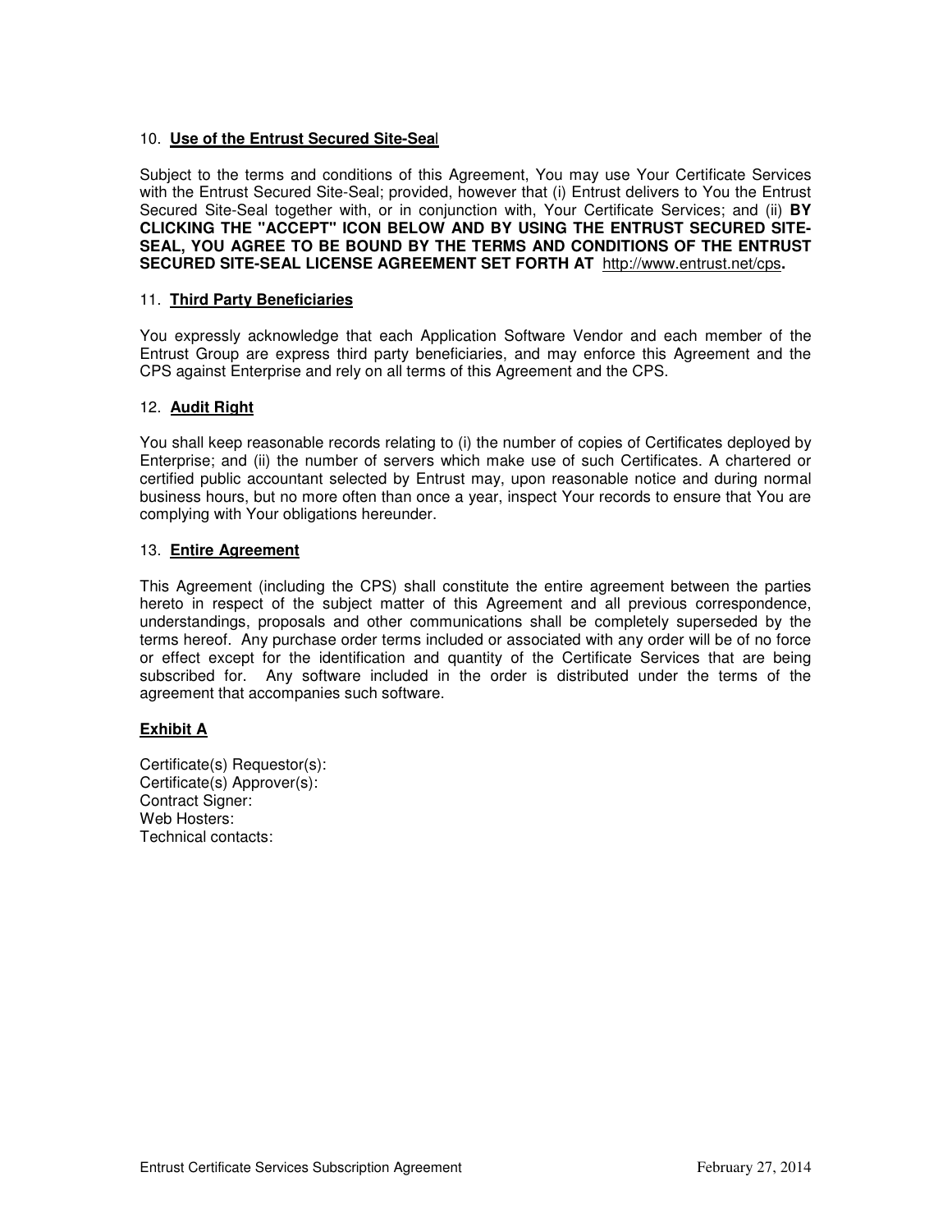10. **Use of the Entrust Secured Site-Seal**

Subject to the terms and conditions of this Agreement, You may use Your Certificate Services with the Entrust Secured Site-Seal; provided, however that (i) Entrust delivers to You the Entrust Secured Site-Seal together with, or in conjunction with, Your Certificate Services; and (ii) **BY CLICKING THE "ACCEPT" ICON BELOW AND BY USING THE ENTRUST SECURED SITE-SEAL, YOU AGREE TO BE BOUND BY THE TERMS AND CONDITIONS OF THE ENTRUST SECURED SITE-SEAL LICENSE AGREEMENT SET FORTH AT** http://www.entrust.net/cps**.**

11. **Third Party Beneficiaries**

You expressly acknowledge that each Application Software Vendor and each member of the Entrust Group are express third party beneficiaries, and may enforce this Agreement and the CPS against Enterprise and rely on all terms of this Agreement and the CPS.

12. **Audit Right**

You shall keep reasonable records relating to (i) the number of copies of Certificates deployed by Enterprise; and (ii) the number of servers which make use of such Certificates. A chartered or certified public accountant selected by Entrust may, upon reasonable notice and during normal business hours, but no more often than once a year, inspect Your records to ensure that You are complying with Your obligations hereunder.

13. **Entire Agreement**

This Agreement (including the CPS) shall constitute the entire agreement between the parties hereto in respect of the subject matter of this Agreement and all previous correspondence, understandings, proposals and other communications shall be completely superseded by the terms hereof. Any purchase order terms included or associated with any order will be of no force or effect except for the identification and quantity of the Certificate Services that are being subscribed for. Any software included in the order is distributed under the terms of the agreement that accompanies such software.

**Exhibit A**

Certificate(s) Requestor(s):
Certificate(s) Approver(s):
Contract Signer:
Web Hosters:
Technical contacts: